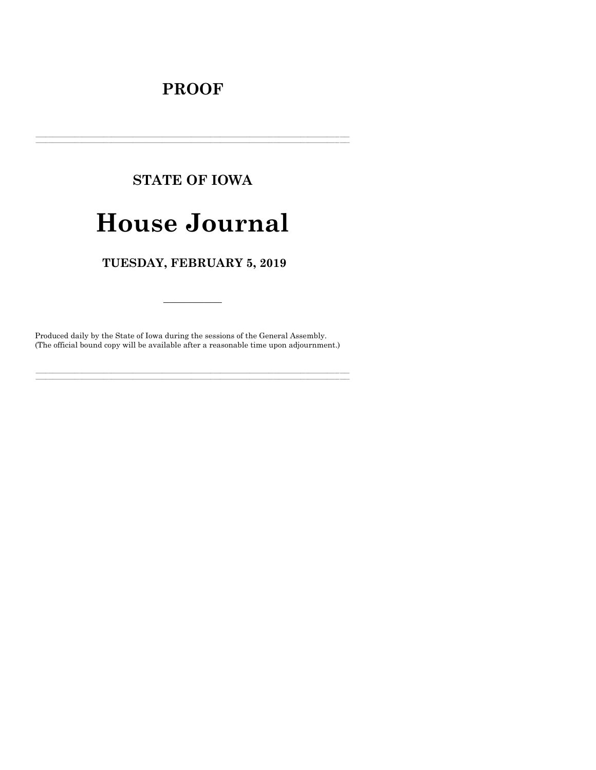# PROOF

---

## STATE OF IOWA

# House Journal

### TUESDAY, FEBRUARY 5, 2019

---

Produced daily by the State of Iowa during the sessions of the General Assembly.
(The official bound copy will be available after a reasonable time upon adjournment.)

---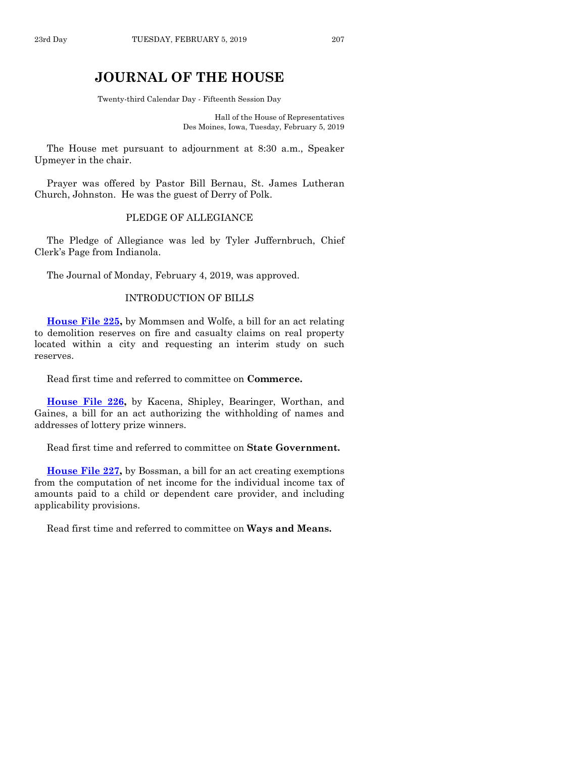# JOURNAL OF THE HOUSE

Twenty-third Calendar Day - Fifteenth Session Day

Hall of the House of Representatives
Des Moines, Iowa, Tuesday, February 5, 2019

The House met pursuant to adjournment at 8:30 a.m., Speaker Upmeyer in the chair.

Prayer was offered by Pastor Bill Bernau, St. James Lutheran Church, Johnston. He was the guest of Derry of Polk.

## PLEDGE OF ALLEGIANCE

The Pledge of Allegiance was led by Tyler Juffernbruch, Chief Clerk's Page from Indianola.

The Journal of Monday, February 4, 2019, was approved.

## INTRODUCTION OF BILLS

**House File 225,** by Mommsen and Wolfe, a bill for an act relating to demolition reserves on fire and casualty claims on real property located within a city and requesting an interim study on such reserves.

Read first time and referred to committee on **Commerce.**

**House File 226,** by Kacena, Shipley, Bearinger, Worthan, and Gaines, a bill for an act authorizing the withholding of names and addresses of lottery prize winners.

Read first time and referred to committee on **State Government.**

**House File 227,** by Bossman, a bill for an act creating exemptions from the computation of net income for the individual income tax of amounts paid to a child or dependent care provider, and including applicability provisions.

Read first time and referred to committee on **Ways and Means.**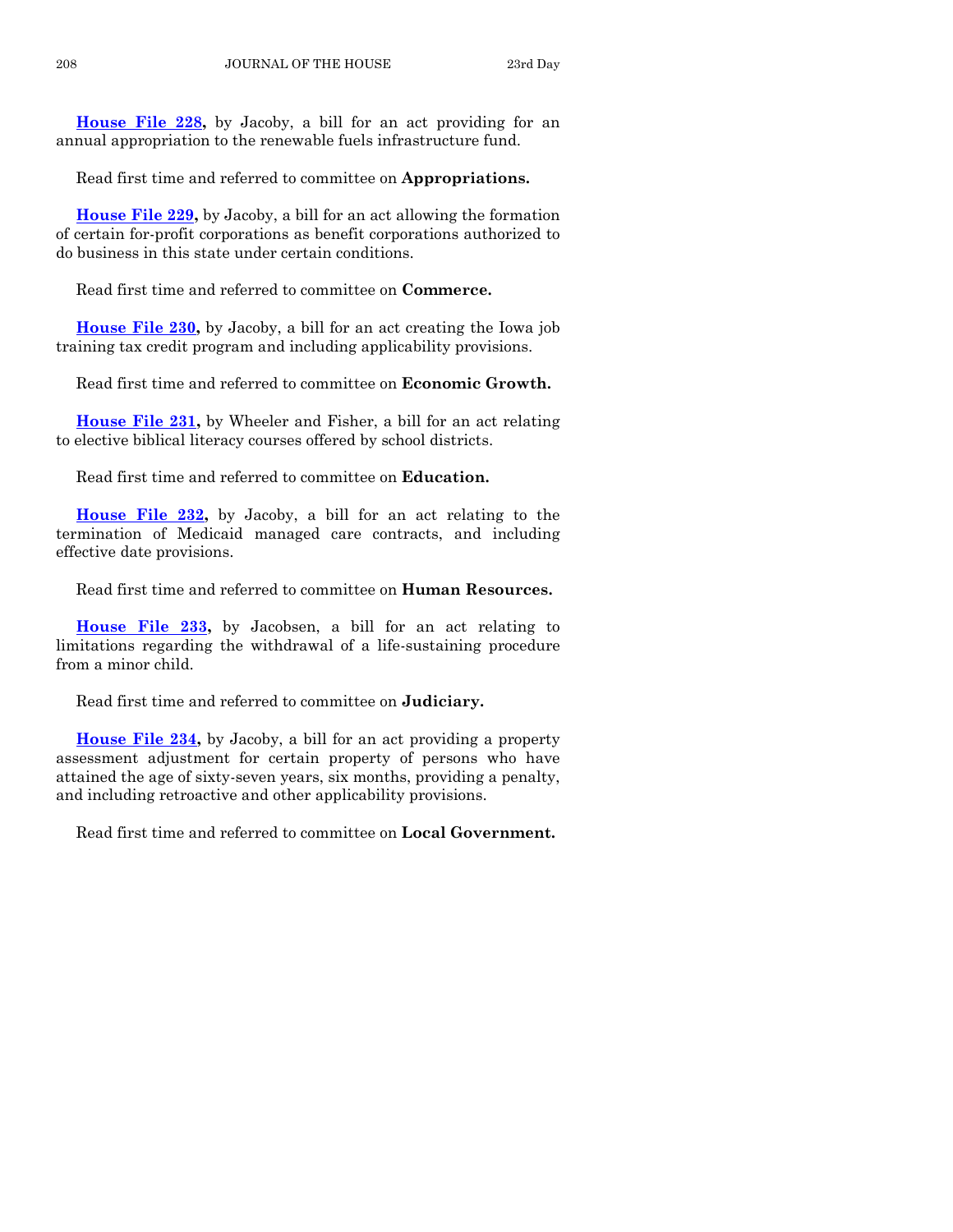**House File 228,** by Jacoby, a bill for an act providing for an annual appropriation to the renewable fuels infrastructure fund.

Read first time and referred to committee on **Appropriations.**

**House File 229,** by Jacoby, a bill for an act allowing the formation of certain for-profit corporations as benefit corporations authorized to do business in this state under certain conditions.

Read first time and referred to committee on **Commerce.**

**House File 230,** by Jacoby, a bill for an act creating the Iowa job training tax credit program and including applicability provisions.

Read first time and referred to committee on **Economic Growth.**

**House File 231,** by Wheeler and Fisher, a bill for an act relating to elective biblical literacy courses offered by school districts.

Read first time and referred to committee on **Education.**

**House File 232,** by Jacoby, a bill for an act relating to the termination of Medicaid managed care contracts, and including effective date provisions.

Read first time and referred to committee on **Human Resources.**

**House File 233,** by Jacobsen, a bill for an act relating to limitations regarding the withdrawal of a life-sustaining procedure from a minor child.

Read first time and referred to committee on **Judiciary.**

**House File 234,** by Jacoby, a bill for an act providing a property assessment adjustment for certain property of persons who have attained the age of sixty-seven years, six months, providing a penalty, and including retroactive and other applicability provisions.

Read first time and referred to committee on **Local Government.**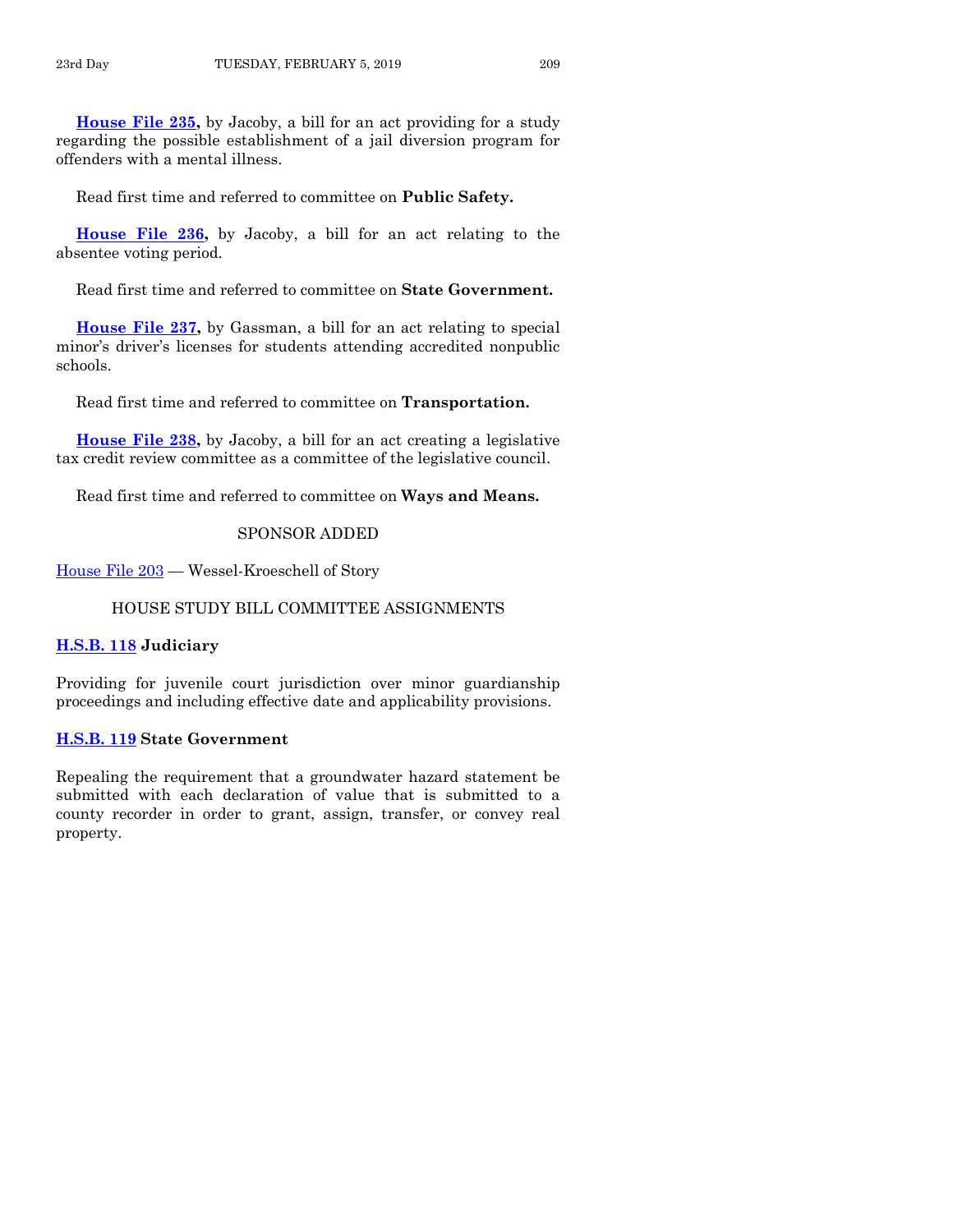**House File 235,** by Jacoby, a bill for an act providing for a study regarding the possible establishment of a jail diversion program for offenders with a mental illness.

Read first time and referred to committee on **Public Safety.**

**House File 236,** by Jacoby, a bill for an act relating to the absentee voting period.

Read first time and referred to committee on **State Government.**

**House File 237,** by Gassman, a bill for an act relating to special minor's driver's licenses for students attending accredited nonpublic schools.

Read first time and referred to committee on **Transportation.**

**House File 238,** by Jacoby, a bill for an act creating a legislative tax credit review committee as a committee of the legislative council.

Read first time and referred to committee on **Ways and Means.**

SPONSOR ADDED

House File 203 — Wessel-Kroeschell of Story

HOUSE STUDY BILL COMMITTEE ASSIGNMENTS

**H.S.B. 118 Judiciary**

Providing for juvenile court jurisdiction over minor guardianship proceedings and including effective date and applicability provisions.

**H.S.B. 119 State Government**

Repealing the requirement that a groundwater hazard statement be submitted with each declaration of value that is submitted to a county recorder in order to grant, assign, transfer, or convey real property.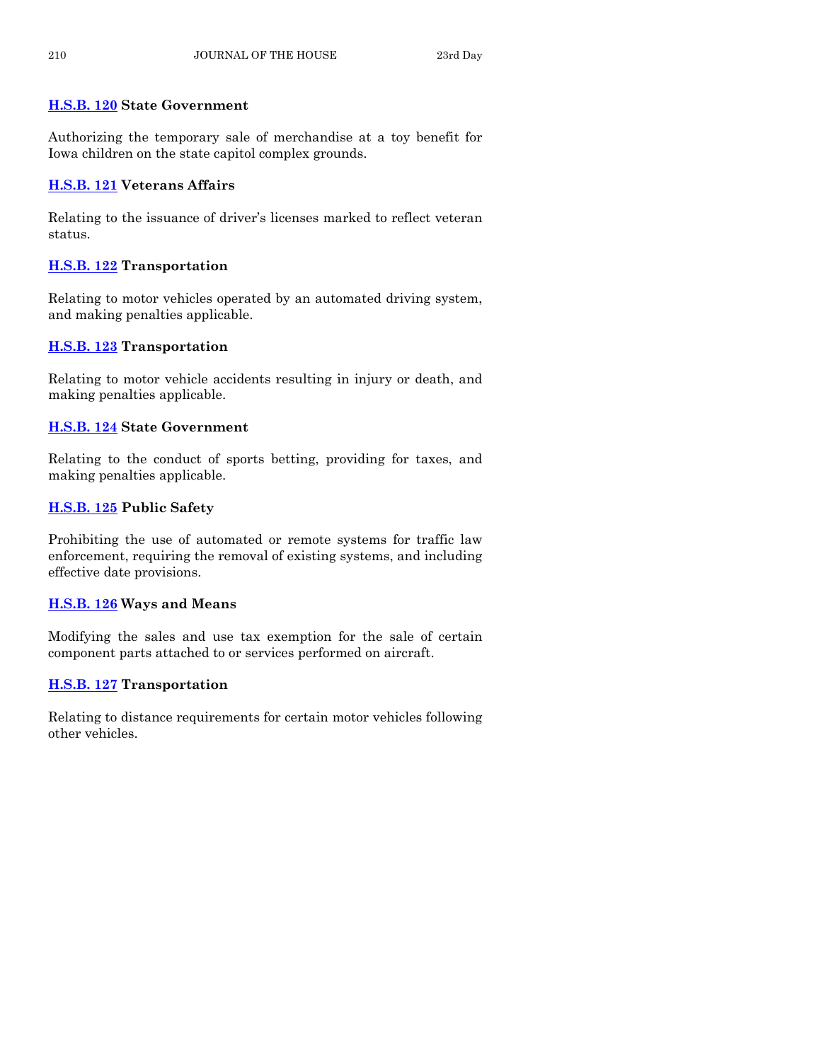**H.S.B. 120** **State Government**

Authorizing the temporary sale of merchandise at a toy benefit for Iowa children on the state capitol complex grounds.

**H.S.B. 121** **Veterans Affairs**

Relating to the issuance of driver's licenses marked to reflect veteran status.

**H.S.B. 122** **Transportation**

Relating to motor vehicles operated by an automated driving system, and making penalties applicable.

**H.S.B. 123** **Transportation**

Relating to motor vehicle accidents resulting in injury or death, and making penalties applicable.

**H.S.B. 124** **State Government**

Relating to the conduct of sports betting, providing for taxes, and making penalties applicable.

**H.S.B. 125** **Public Safety**

Prohibiting the use of automated or remote systems for traffic law enforcement, requiring the removal of existing systems, and including effective date provisions.

**H.S.B. 126** **Ways and Means**

Modifying the sales and use tax exemption for the sale of certain component parts attached to or services performed on aircraft.

**H.S.B. 127** **Transportation**

Relating to distance requirements for certain motor vehicles following other vehicles.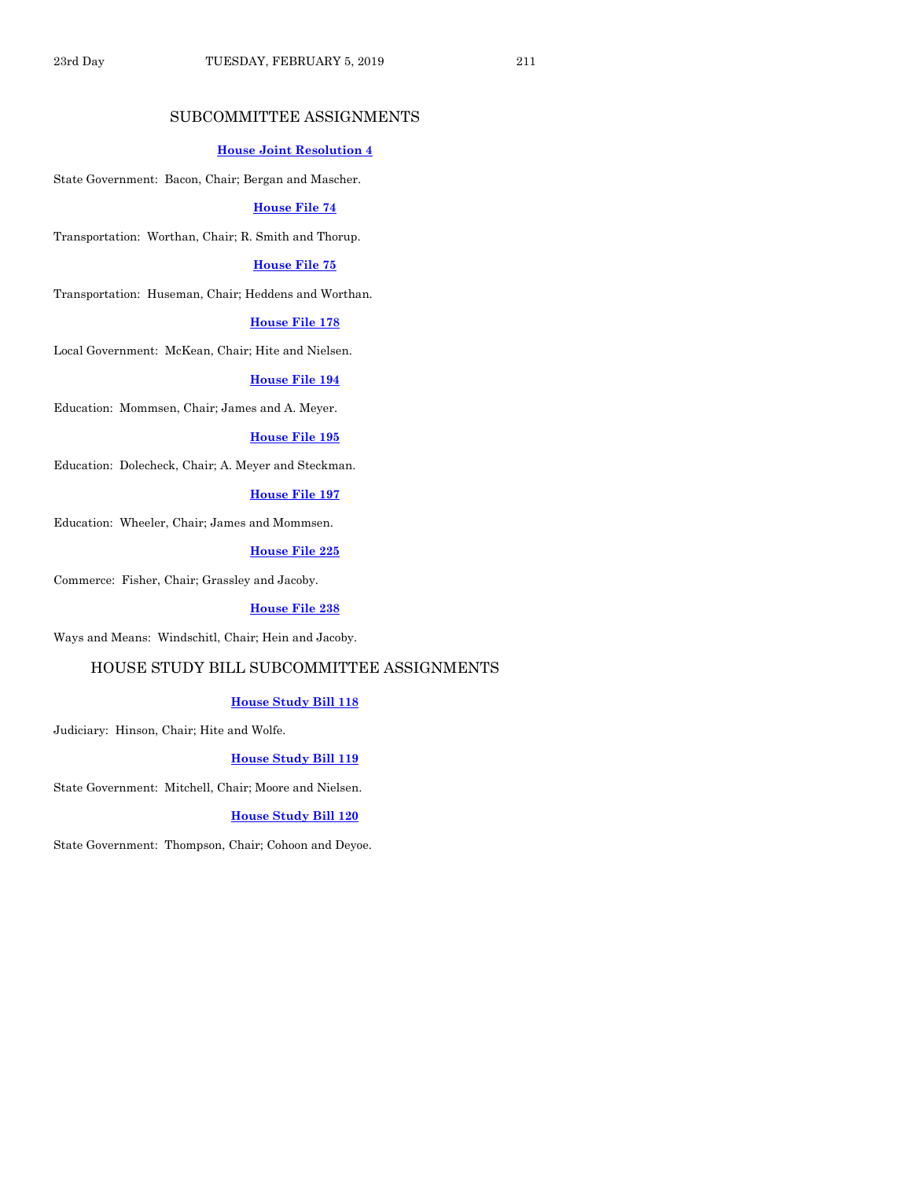## SUBCOMMITTEE ASSIGNMENTS

**House Joint Resolution 4**

State Government: Bacon, Chair; Bergan and Mascher.

**House File 74**

Transportation: Worthan, Chair; R. Smith and Thorup.

**House File 75**

Transportation: Huseman, Chair; Heddens and Worthan.

**House File 178**

Local Government: McKean, Chair; Hite and Nielsen.

**House File 194**

Education: Mommsen, Chair; James and A. Meyer.

**House File 195**

Education: Dolecheck, Chair; A. Meyer and Steckman.

**House File 197**

Education: Wheeler, Chair; James and Mommsen.

**House File 225**

Commerce: Fisher, Chair; Grassley and Jacoby.

**House File 238**

Ways and Means: Windschitl, Chair; Hein and Jacoby.

## HOUSE STUDY BILL SUBCOMMITTEE ASSIGNMENTS

**House Study Bill 118**

Judiciary: Hinson, Chair; Hite and Wolfe.

**House Study Bill 119**

State Government: Mitchell, Chair; Moore and Nielsen.

**House Study Bill 120**

State Government: Thompson, Chair; Cohoon and Deyoe.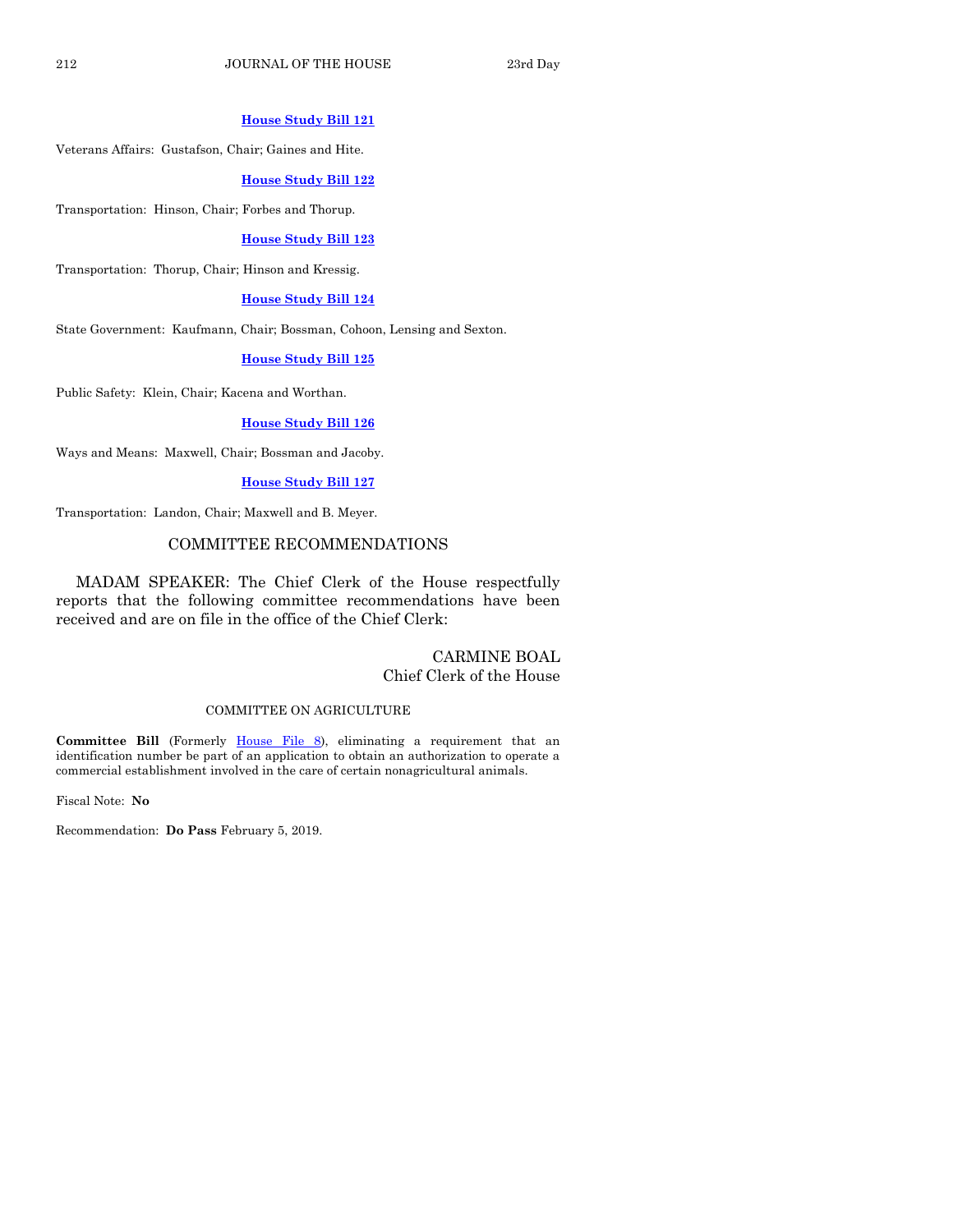**House Study Bill 121**

Veterans Affairs: Gustafson, Chair; Gaines and Hite.

**House Study Bill 122**

Transportation: Hinson, Chair; Forbes and Thorup.

**House Study Bill 123**

Transportation: Thorup, Chair; Hinson and Kressig.

**House Study Bill 124**

State Government: Kaufmann, Chair; Bossman, Cohoon, Lensing and Sexton.

**House Study Bill 125**

Public Safety: Klein, Chair; Kacena and Worthan.

**House Study Bill 126**

Ways and Means: Maxwell, Chair; Bossman and Jacoby.

**House Study Bill 127**

Transportation: Landon, Chair; Maxwell and B. Meyer.

## COMMITTEE RECOMMENDATIONS

MADAM SPEAKER: The Chief Clerk of the House respectfully reports that the following committee recommendations have been received and are on file in the office of the Chief Clerk:

CARMINE BOAL
Chief Clerk of the House

### COMMITTEE ON AGRICULTURE

**Committee Bill** (Formerly House File 8), eliminating a requirement that an identification number be part of an application to obtain an authorization to operate a commercial establishment involved in the care of certain nonagricultural animals.

Fiscal Note: **No**

Recommendation: **Do Pass** February 5, 2019.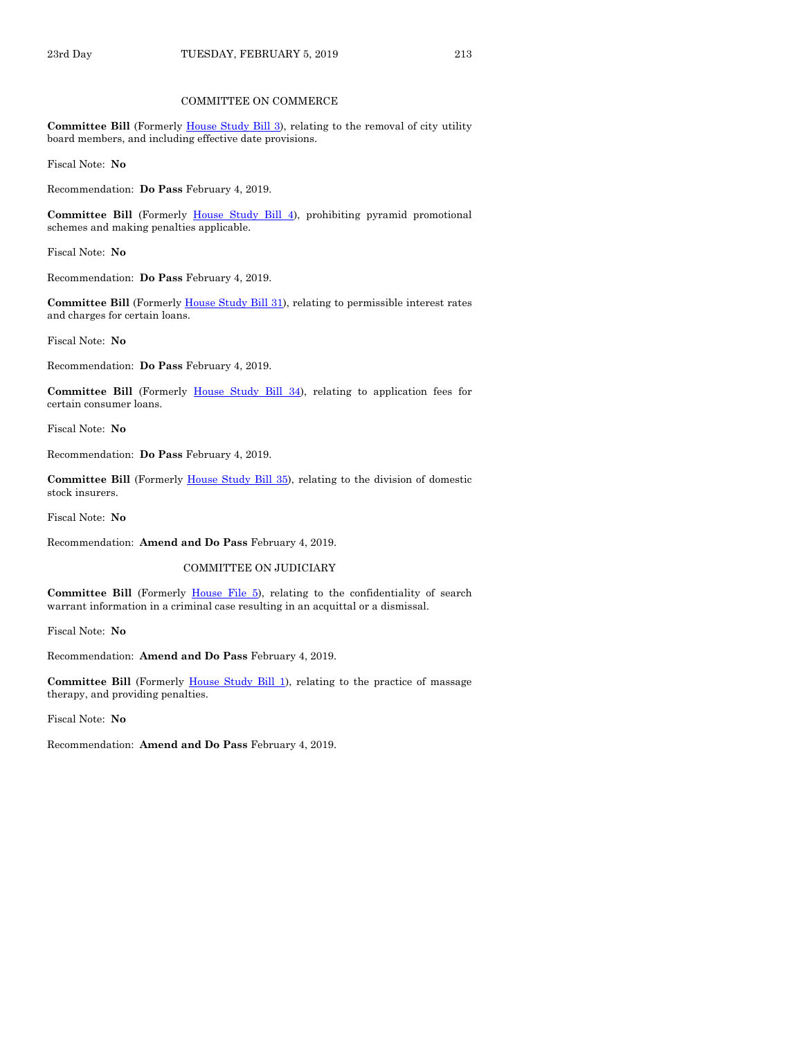COMMITTEE ON COMMERCE

**Committee Bill** (Formerly House Study Bill 3), relating to the removal of city utility board members, and including effective date provisions.

Fiscal Note: **No**

Recommendation: **Do Pass** February 4, 2019.

**Committee Bill** (Formerly House Study Bill 4), prohibiting pyramid promotional schemes and making penalties applicable.

Fiscal Note: **No**

Recommendation: **Do Pass** February 4, 2019.

**Committee Bill** (Formerly House Study Bill 31), relating to permissible interest rates and charges for certain loans.

Fiscal Note: **No**

Recommendation: **Do Pass** February 4, 2019.

**Committee Bill** (Formerly House Study Bill 34), relating to application fees for certain consumer loans.

Fiscal Note: **No**

Recommendation: **Do Pass** February 4, 2019.

**Committee Bill** (Formerly House Study Bill 35), relating to the division of domestic stock insurers.

Fiscal Note: **No**

Recommendation: **Amend and Do Pass** February 4, 2019.

COMMITTEE ON JUDICIARY

**Committee Bill** (Formerly House File 5), relating to the confidentiality of search warrant information in a criminal case resulting in an acquittal or a dismissal.

Fiscal Note: **No**

Recommendation: **Amend and Do Pass** February 4, 2019.

**Committee Bill** (Formerly House Study Bill 1), relating to the practice of massage therapy, and providing penalties.

Fiscal Note: **No**

Recommendation: **Amend and Do Pass** February 4, 2019.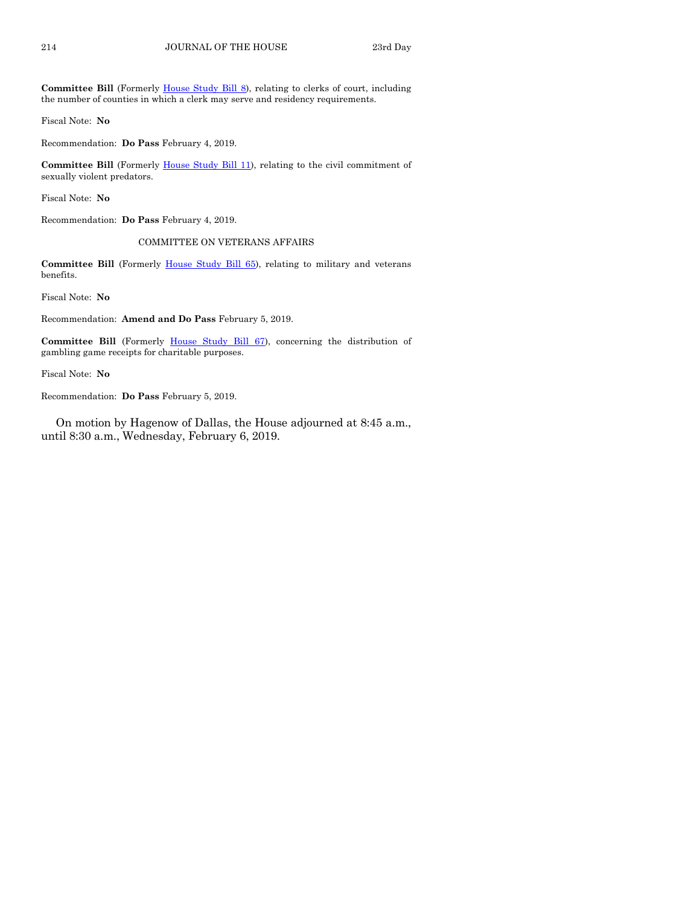**Committee Bill** (Formerly House Study Bill 8), relating to clerks of court, including the number of counties in which a clerk may serve and residency requirements.

Fiscal Note: **No**

Recommendation: **Do Pass** February 4, 2019.

**Committee Bill** (Formerly House Study Bill 11), relating to the civil commitment of sexually violent predators.

Fiscal Note: **No**

Recommendation: **Do Pass** February 4, 2019.

COMMITTEE ON VETERANS AFFAIRS

**Committee Bill** (Formerly House Study Bill 65), relating to military and veterans benefits.

Fiscal Note: **No**

Recommendation: **Amend and Do Pass** February 5, 2019.

**Committee Bill** (Formerly House Study Bill 67), concerning the distribution of gambling game receipts for charitable purposes.

Fiscal Note: **No**

Recommendation: **Do Pass** February 5, 2019.

On motion by Hagenow of Dallas, the House adjourned at 8:45 a.m., until 8:30 a.m., Wednesday, February 6, 2019.